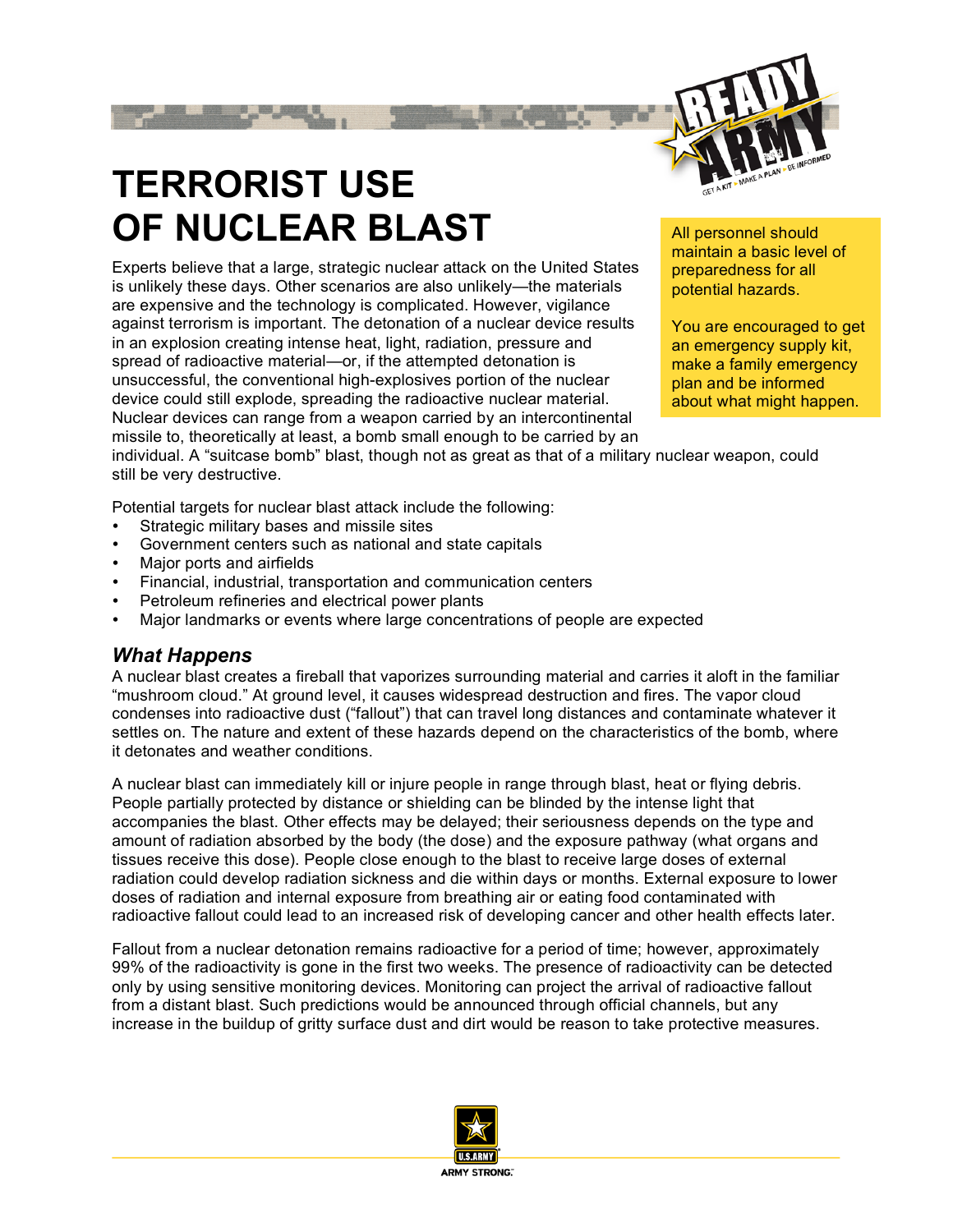# TERRORIST USE OF NUCLEAR BLAST

All personnel should maintain a basic level of preparedness for all potential hazards.

You are encouraged to get an emergency supply kit, make a family emergency plan and be informed about what might happen.

Experts believe that a large, strategic nuclear attack on the United States is unlikely these days. Other scenarios are also unlikely—the materials are expensive and the technology is complicated. However, vigilance against terrorism is important. The detonation of a nuclear device results in an explosion creating intense heat, light, radiation, pressure and spread of radioactive material—or, if the attempted detonation is unsuccessful, the conventional high-explosives portion of the nuclear device could still explode, spreading the radioactive nuclear material. Nuclear devices can range from a weapon carried by an intercontinental missile to, theoretically at least, a bomb small enough to be carried by an individual. A "suitcase bomb" blast, though not as great as that of a military nuclear weapon, could still be very destructive.

Potential targets for nuclear blast attack include the following:

- Strategic military bases and missile sites
- Government centers such as national and state capitals
- Major ports and airfields
- Financial, industrial, transportation and communication centers
- Petroleum refineries and electrical power plants
- Major landmarks or events where large concentrations of people are expected

## *What Happens*

A nuclear blast creates a fireball that vaporizes surrounding material and carries it aloft in the familiar "mushroom cloud." At ground level, it causes widespread destruction and fires. The vapor cloud condenses into radioactive dust ("fallout") that can travel long distances and contaminate whatever it settles on. The nature and extent of these hazards depend on the characteristics of the bomb, where it detonates and weather conditions.

A nuclear blast can immediately kill or injure people in range through blast, heat or flying debris. People partially protected by distance or shielding can be blinded by the intense light that accompanies the blast. Other effects may be delayed; their seriousness depends on the type and amount of radiation absorbed by the body (the dose) and the exposure pathway (what organs and tissues receive this dose). People close enough to the blast to receive large doses of external radiation could develop radiation sickness and die within days or months. External exposure to lower doses of radiation and internal exposure from breathing air or eating food contaminated with radioactive fallout could lead to an increased risk of developing cancer and other health effects later.

Fallout from a nuclear detonation remains radioactive for a period of time; however, approximately 99% of the radioactivity is gone in the first two weeks. The presence of radioactivity can be detected only by using sensitive monitoring devices. Monitoring can project the arrival of radioactive fallout from a distant blast. Such predictions would be announced through official channels, but any increase in the buildup of gritty surface dust and dirt would be reason to take protective measures.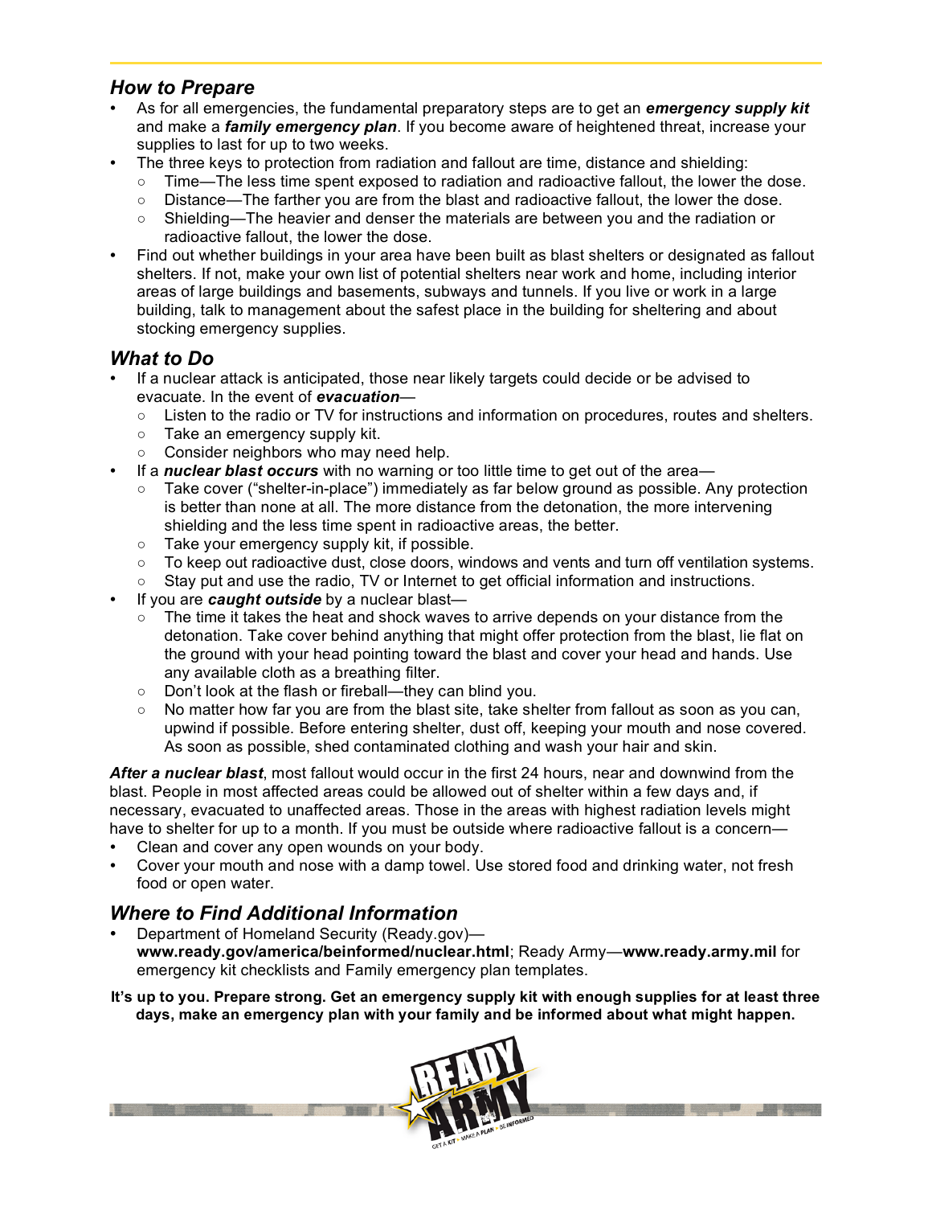## How to Prepare

- As for all emergencies, the fundamental preparatory steps are to get an ***emergency supply kit*** and make a ***family emergency plan***. If you become aware of heightened threat, increase your supplies to last for up to two weeks.
- The three keys to protection from radiation and fallout are time, distance and shielding:
  - Time—The less time spent exposed to radiation and radioactive fallout, the lower the dose.
  - Distance—The farther you are from the blast and radioactive fallout, the lower the dose.
  - Shielding—The heavier and denser the materials are between you and the radiation or radioactive fallout, the lower the dose.
- Find out whether buildings in your area have been built as blast shelters or designated as fallout shelters. If not, make your own list of potential shelters near work and home, including interior areas of large buildings and basements, subways and tunnels. If you live or work in a large building, talk to management about the safest place in the building for sheltering and about stocking emergency supplies.

## What to Do

- If a nuclear attack is anticipated, those near likely targets could decide or be advised to evacuate. In the event of ***evacuation***—
  - Listen to the radio or TV for instructions and information on procedures, routes and shelters.
  - Take an emergency supply kit.
  - Consider neighbors who may need help.
- If a ***nuclear blast occurs*** with no warning or too little time to get out of the area—
  - Take cover ("shelter-in-place") immediately as far below ground as possible. Any protection is better than none at all. The more distance from the detonation, the more intervening shielding and the less time spent in radioactive areas, the better.
  - Take your emergency supply kit, if possible.
  - To keep out radioactive dust, close doors, windows and vents and turn off ventilation systems.
  - Stay put and use the radio, TV or Internet to get official information and instructions.
- If you are ***caught outside*** by a nuclear blast—
  - The time it takes the heat and shock waves to arrive depends on your distance from the detonation. Take cover behind anything that might offer protection from the blast, lie flat on the ground with your head pointing toward the blast and cover your head and hands. Use any available cloth as a breathing filter.
  - Don't look at the flash or fireball—they can blind you.
  - No matter how far you are from the blast site, take shelter from fallout as soon as you can, upwind if possible. Before entering shelter, dust off, keeping your mouth and nose covered. As soon as possible, shed contaminated clothing and wash your hair and skin.

***After a nuclear blast***, most fallout would occur in the first 24 hours, near and downwind from the blast. People in most affected areas could be allowed out of shelter within a few days and, if necessary, evacuated to unaffected areas. Those in the areas with highest radiation levels might have to shelter for up to a month. If you must be outside where radioactive fallout is a concern—

- Clean and cover any open wounds on your body.
- Cover your mouth and nose with a damp towel. Use stored food and drinking water, not fresh food or open water.

## Where to Find Additional Information

- Department of Homeland Security (Ready.gov)—**www.ready.gov/america/beinformed/nuclear.html**; Ready Army—**www.ready.army.mil** for emergency kit checklists and Family emergency plan templates.

**It's up to you. Prepare strong. Get an emergency supply kit with enough supplies for at least three days, make an emergency plan with your family and be informed about what might happen.**